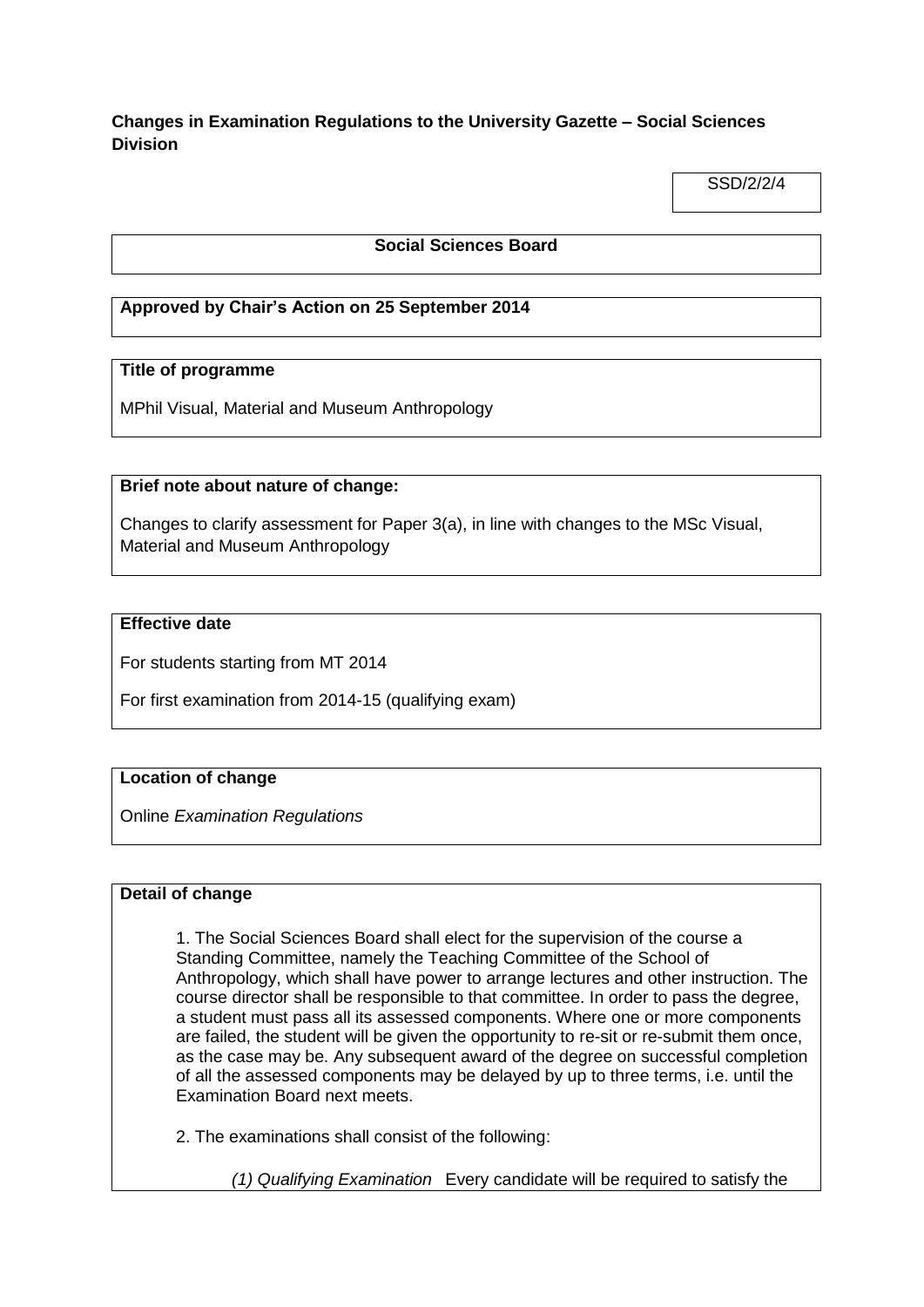**Changes in Examination Regulations to the University Gazette – Social Sciences Division**

SSD/2/2/4

**Social Sciences Board**

**Approved by Chair's Action on 25 September 2014**

**Title of programme**

MPhil Visual, Material and Museum Anthropology

**Brief note about nature of change:**

Changes to clarify assessment for Paper 3(a), in line with changes to the MSc Visual, Material and Museum Anthropology

**Effective date**

For students starting from MT 2014

For first examination from 2014-15 (qualifying exam)

**Location of change**

Online *Examination Regulations*

**Detail of change**

1. The Social Sciences Board shall elect for the supervision of the course a Standing Committee, namely the Teaching Committee of the School of Anthropology, which shall have power to arrange lectures and other instruction. The course director shall be responsible to that committee. In order to pass the degree, a student must pass all its assessed components. Where one or more components are failed, the student will be given the opportunity to re-sit or re-submit them once, as the case may be. Any subsequent award of the degree on successful completion of all the assessed components may be delayed by up to three terms, i.e. until the Examination Board next meets.

2. The examinations shall consist of the following:

*(1) Qualifying Examination* Every candidate will be required to satisfy the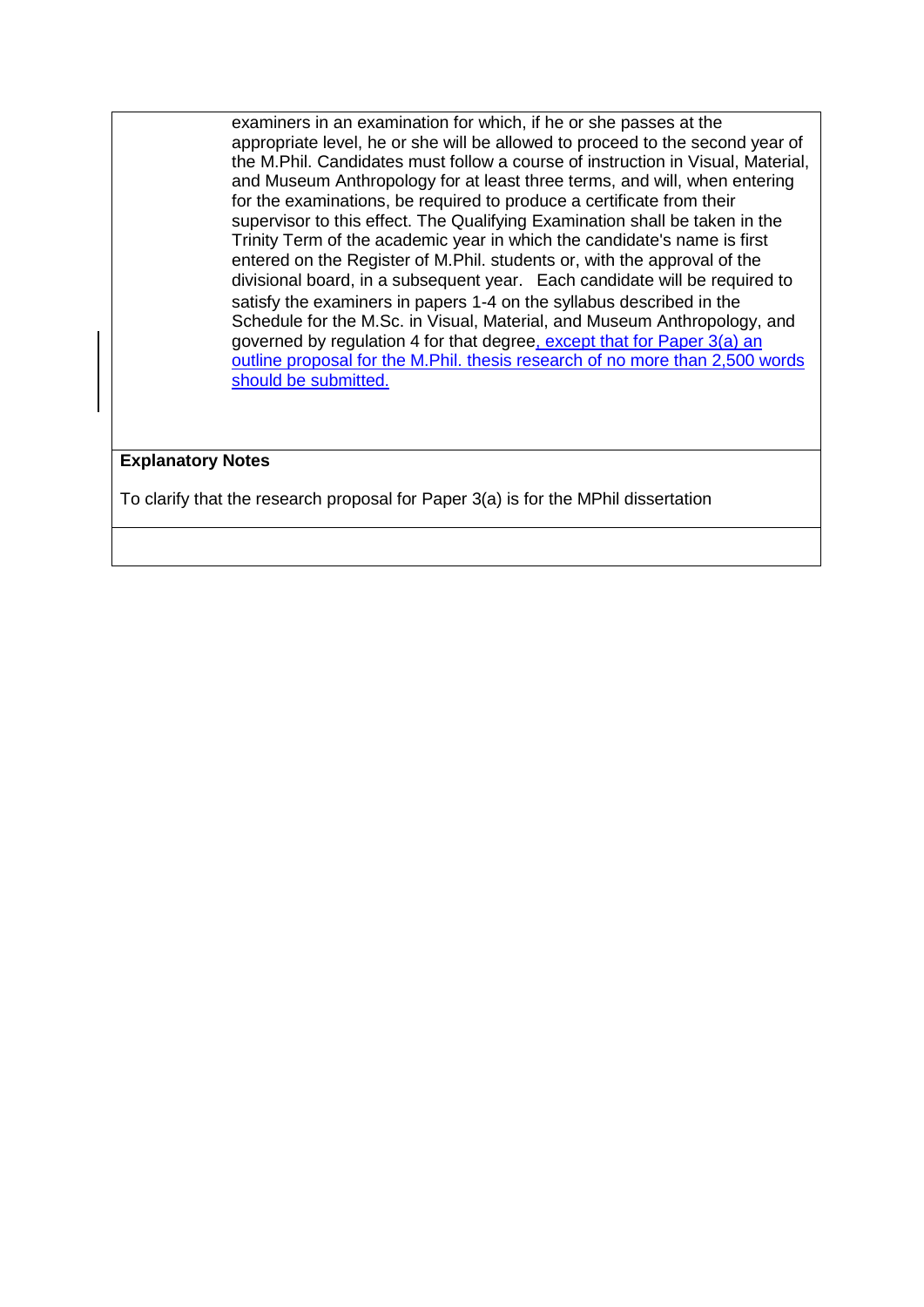examiners in an examination for which, if he or she passes at the appropriate level, he or she will be allowed to proceed to the second year of the M.Phil. Candidates must follow a course of instruction in Visual, Material, and Museum Anthropology for at least three terms, and will, when entering for the examinations, be required to produce a certificate from their supervisor to this effect. The Qualifying Examination shall be taken in the Trinity Term of the academic year in which the candidate's name is first entered on the Register of M.Phil. students or, with the approval of the divisional board, in a subsequent year. Each candidate will be required to satisfy the examiners in papers 1-4 on the syllabus described in the Schedule for the M.Sc. in Visual, Material, and Museum Anthropology, and governed by regulation 4 for that degree, except that for Paper 3(a) an outline proposal for the M.Phil. thesis research of no more than 2,500 words should be submitted.

**Explanatory Notes**

To clarify that the research proposal for Paper 3(a) is for the MPhil dissertation